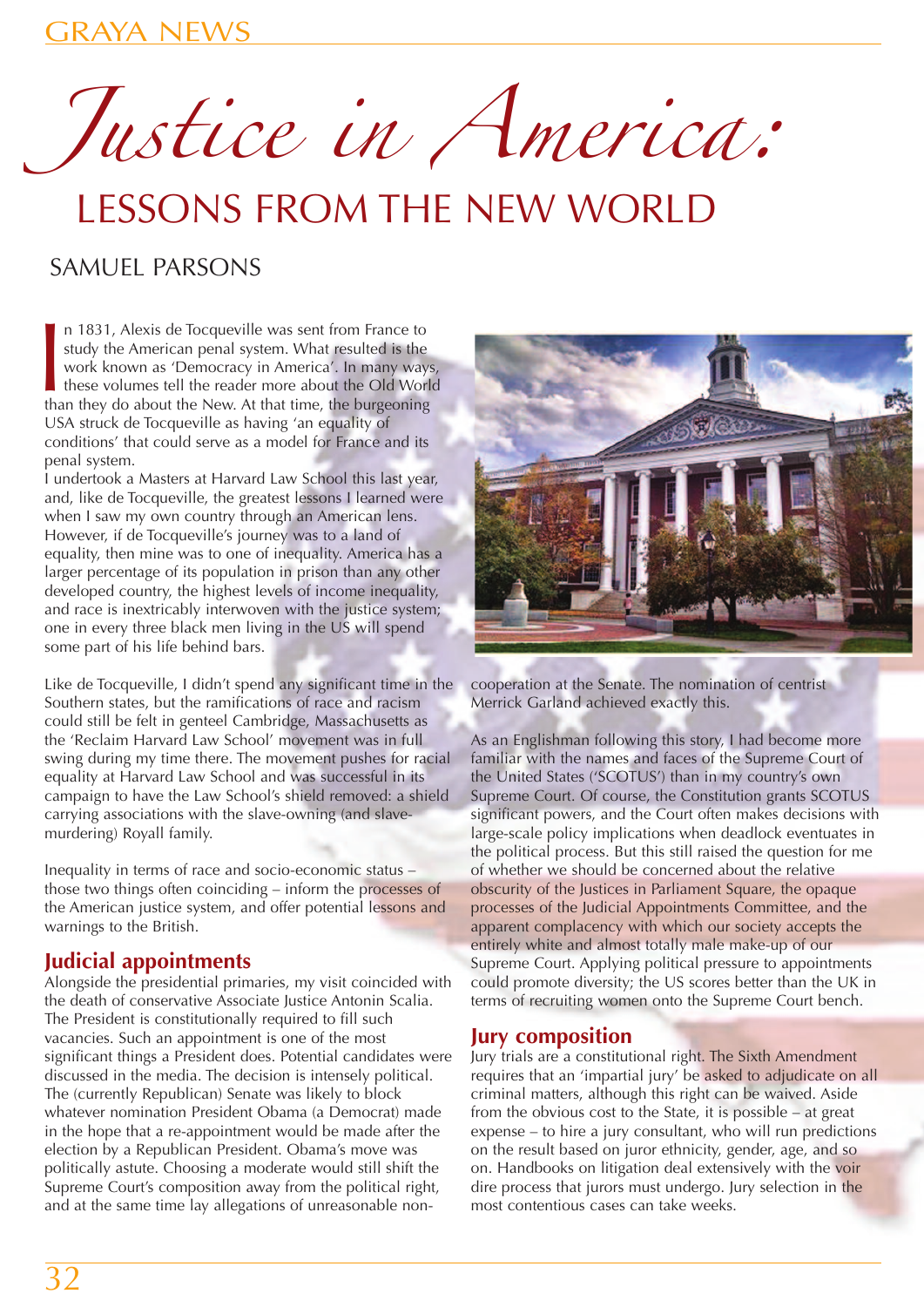# *Justice in America:*

## LESSONS FROM THE NEW WORLD

SAMUEL PARSONS

In 1831, Alexis de Tocqueville was sent from France to study the American penal system. What resulted is the work known as 'Democracy in America'. In many ways, these volumes tell the reader more about the Old World than they do about the New. At that time, the burgeoning USA struck de Tocqueville as having 'an equality of conditions' that could serve as a model for France and its penal system.

I undertook a Masters at Harvard Law School this last year, and, like de Tocqueville, the greatest lessons I learned were when I saw my own country through an American lens. However, if de Tocqueville's journey was to a land of equality, then mine was to one of inequality. America has a larger percentage of its population in prison than any other developed country, the highest levels of income inequality, and race is inextricably interwoven with the justice system; one in every three black men living in the US will spend some part of his life behind bars.

Like de Tocqueville, I didn't spend any significant time in the Southern states, but the ramifications of race and racism could still be felt in genteel Cambridge, Massachusetts as the 'Reclaim Harvard Law School' movement was in full swing during my time there. The movement pushes for racial equality at Harvard Law School and was successful in its campaign to have the Law School's shield removed: a shield carrying associations with the slave-owning (and slave-murdering) Royall family.

Inequality in terms of race and socio-economic status – those two things often coinciding – inform the processes of the American justice system, and offer potential lessons and warnings to the British.

### Judicial appointments

Alongside the presidential primaries, my visit coincided with the death of conservative Associate Justice Antonin Scalia. The President is constitutionally required to fill such vacancies. Such an appointment is one of the most significant things a President does. Potential candidates were discussed in the media. The decision is intensely political. The (currently Republican) Senate was likely to block whatever nomination President Obama (a Democrat) made in the hope that a re-appointment would be made after the election by a Republican President. Obama's move was politically astute. Choosing a moderate would still shift the Supreme Court's composition away from the political right, and at the same time lay allegations of unreasonable non-cooperation at the Senate. The nomination of centrist Merrick Garland achieved exactly this.

As an Englishman following this story, I had become more familiar with the names and faces of the Supreme Court of the United States ('SCOTUS') than in my country's own Supreme Court. Of course, the Constitution grants SCOTUS significant powers, and the Court often makes decisions with large-scale policy implications when deadlock eventuates in the political process. But this still raised the question for me of whether we should be concerned about the relative obscurity of the Justices in Parliament Square, the opaque processes of the Judicial Appointments Committee, and the apparent complacency with which our society accepts the entirely white and almost totally male make-up of our Supreme Court. Applying political pressure to appointments could promote diversity; the US scores better than the UK in terms of recruiting women onto the Supreme Court bench.

### Jury composition

Jury trials are a constitutional right. The Sixth Amendment requires that an 'impartial jury' be asked to adjudicate on all criminal matters, although this right can be waived. Aside from the obvious cost to the State, it is possible – at great expense – to hire a jury consultant, who will run predictions on the result based on juror ethnicity, gender, age, and so on. Handbooks on litigation deal extensively with the voir dire process that jurors must undergo. Jury selection in the most contentious cases can take weeks.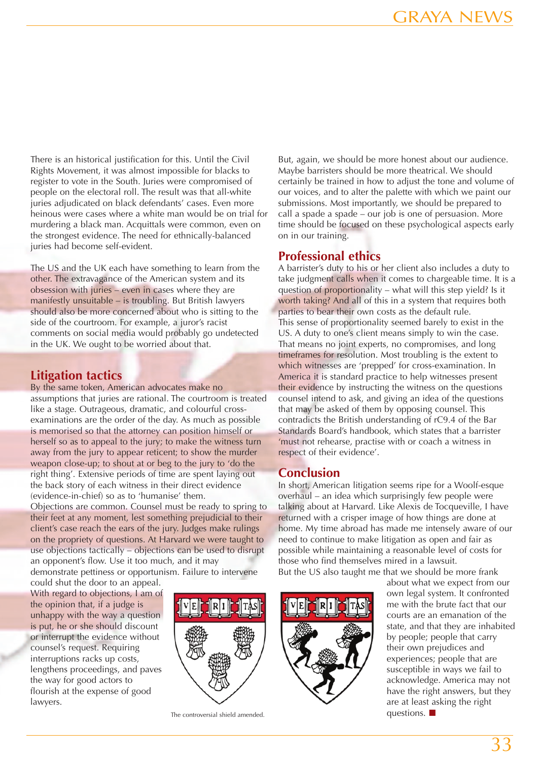There is an historical justification for this. Until the Civil Rights Movement, it was almost impossible for blacks to register to vote in the South. Juries were compromised of people on the electoral roll. The result was that all-white juries adjudicated on black defendants' cases. Even more heinous were cases where a white man would be on trial for murdering a black man. Acquittals were common, even on the strongest evidence. The need for ethnically-balanced juries had become self-evident.

The US and the UK each have something to learn from the other. The extravagance of the American system and its obsession with juries – even in cases where they are manifestly unsuitable – is troubling. But British lawyers should also be more concerned about who is sitting to the side of the courtroom. For example, a juror's racist comments on social media would probably go undetected in the UK. We ought to be worried about that.

## Litigation tactics

By the same token, American advocates make no assumptions that juries are rational. The courtroom is treated like a stage. Outrageous, dramatic, and colourful cross-examinations are the order of the day. As much as possible is memorised so that the attorney can position himself or herself so as to appeal to the jury; to make the witness turn away from the jury to appear reticent; to show the murder weapon close-up; to shout at or beg to the jury to 'do the right thing'. Extensive periods of time are spent laying out the back story of each witness in their direct evidence (evidence-in-chief) so as to 'humanise' them.

Objections are common. Counsel must be ready to spring to their feet at any moment, lest something prejudicial to their client's case reach the ears of the jury. Judges make rulings on the propriety of questions. At Harvard we were taught to use objections tactically – objections can be used to disrupt an opponent's flow. Use it too much, and it may demonstrate pettiness or opportunism. Failure to intervene could shut the door to an appeal.

With regard to objections, I am of the opinion that, if a judge is unhappy with the way a question is put, he or she should discount or interrupt the evidence without counsel's request. Requiring interruptions racks up costs, lengthens proceedings, and paves the way for good actors to flourish at the expense of good lawyers.

But, again, we should be more honest about our audience. Maybe barristers should be more theatrical. We should certainly be trained in how to adjust the tone and volume of our voices, and to alter the palette with which we paint our submissions. Most importantly, we should be prepared to call a spade a spade – our job is one of persuasion. More time should be focused on these psychological aspects early on in our training.

## Professional ethics

A barrister's duty to his or her client also includes a duty to take judgment calls when it comes to chargeable time. It is a question of proportionality – what will this step yield? Is it worth taking? And all of this in a system that requires both parties to bear their own costs as the default rule.

This sense of proportionality seemed barely to exist in the US. A duty to one's client means simply to win the case. That means no joint experts, no compromises, and long timeframes for resolution. Most troubling is the extent to which witnesses are 'prepped' for cross-examination. In America it is standard practice to help witnesses present their evidence by instructing the witness on the questions counsel intend to ask, and giving an idea of the questions that may be asked of them by opposing counsel. This contradicts the British understanding of rC9.4 of the Bar Standards Board's handbook, which states that a barrister 'must not rehearse, practise with or coach a witness in respect of their evidence'.

## Conclusion

In short, American litigation seems ripe for a Woolf-esque overhaul – an idea which surprisingly few people were talking about at Harvard. Like Alexis de Tocqueville, I have returned with a crisper image of how things are done at home. My time abroad has made me intensely aware of our need to continue to make litigation as open and fair as possible while maintaining a reasonable level of costs for those who find themselves mired in a lawsuit.

But the US also taught me that we should be more frank about what we expect from our own legal system. It confronted me with the brute fact that our courts are an emanation of the state, and that they are inhabited by people; people that carry their own prejudices and experiences; people that are susceptible in ways we fail to acknowledge. America may not have the right answers, but they are at least asking the right questions. ■

The controversial shield amended.